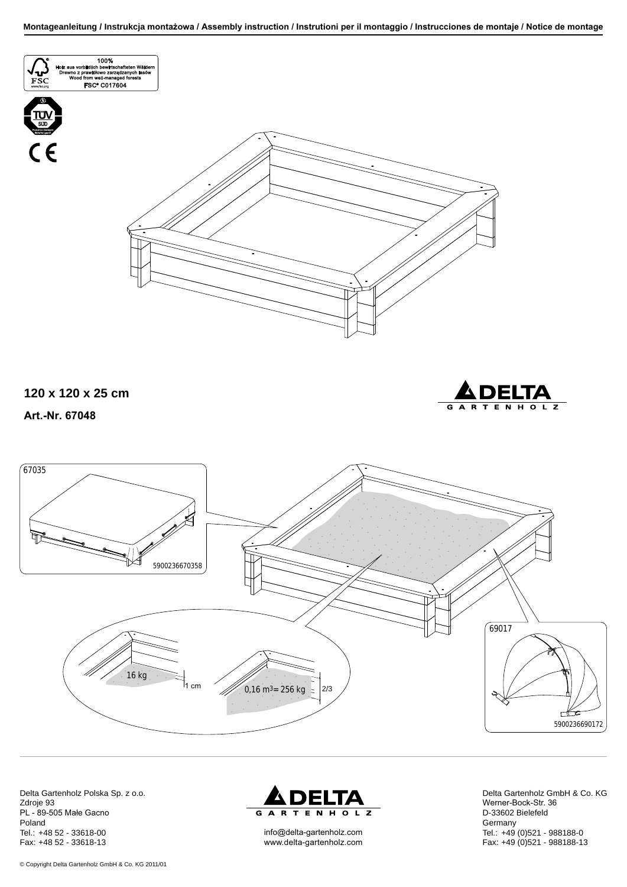**Montageanleitung / Instrukcja montażowa / Assembly instruction / Instrutioni per il montaggio / Instrucciones de montaje / Notice de montage**

FSC
100%
Holz aus vorbildlich bewirtschafteten Wäldern
Drewno z prawidłowo zarządzanych lasów
Wood from well-managed forests
FSC® C017604

TÜV SÜD

CE

**120 x 120 x 25 cm**

**Art.-Nr. 67048**

DELTA GARTENHOLZ

67035

5900236670358

16 kg

1 cm

0,16 m³= 256 kg

2/3

69017

5900236690172

Delta Gartenholz Polska Sp. z o.o.
Zdroje 93
PL - 89-505 Małe Gacno
Poland
Tel.: +48 52 - 33618-00
Fax: +48 52 - 33618-13

DELTA GARTENHOLZ
info@delta-gartenholz.com
www.delta-gartenholz.com

Delta Gartenholz GmbH & Co. KG
Werner-Bock-Str. 36
D-33602 Bielefeld
Germany
Tel.: +49 (0)521 - 988188-0
Fax: +49 (0)521 - 988188-13

© Copyright Delta Gartenholz GmbH & Co. KG 2011/01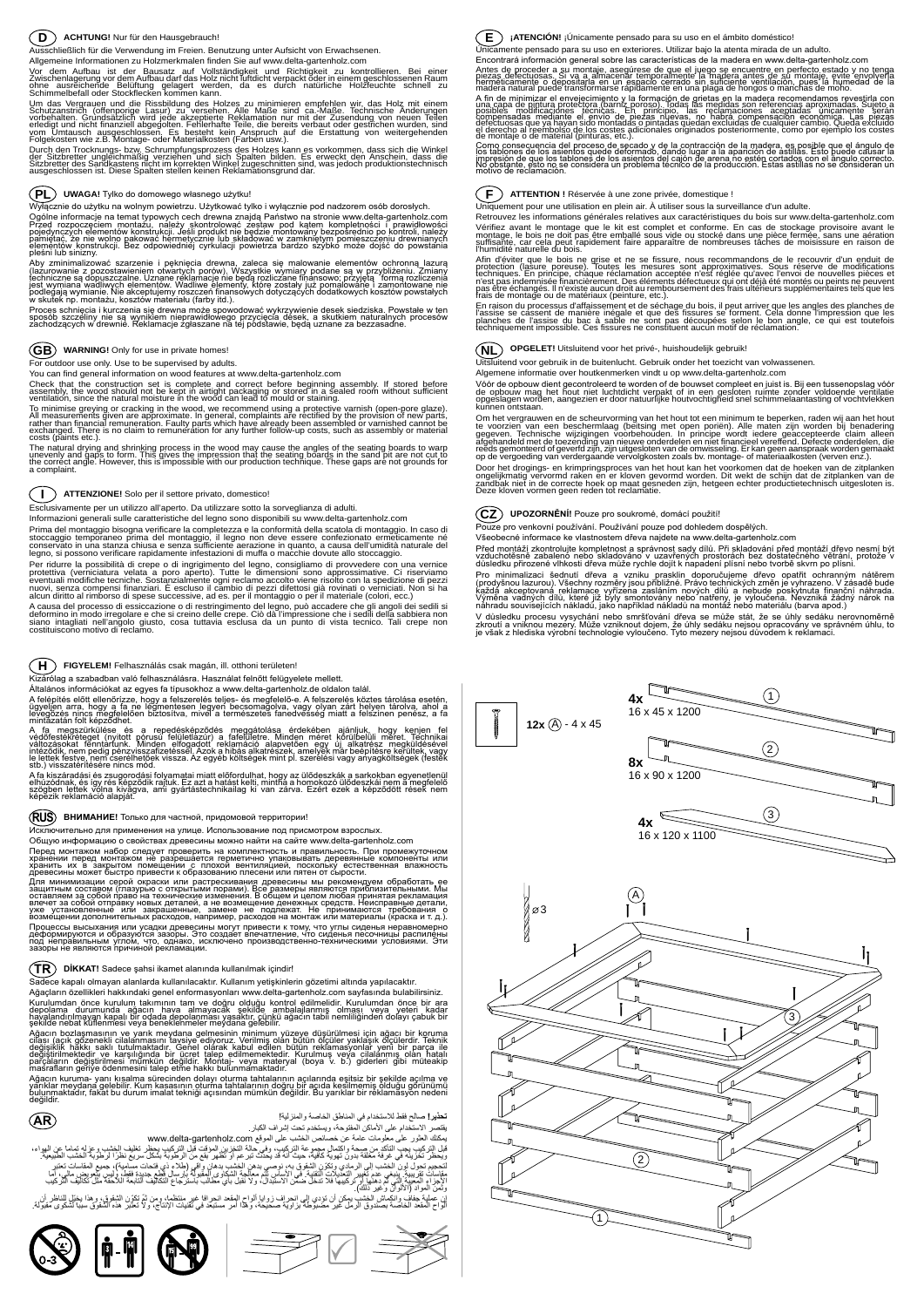**D** **ACHTUNG!** Nur für den Hausgebrauch!

Ausschließlich für die Verwendung im Freien. Benutzung unter Aufsicht von Erwachsenen.

Allgemeine Informationen zu Holzmerkmalen finden Sie auf www.delta-gartenholz.com

Vor dem Aufbau ist der Bausatz auf Vollständigkeit und Richtigkeit zu kontrollieren. Bei einer Zwischenlagerung vor dem Aufbau darf das Holz nicht luftdicht verpackt oder in einem geschlossenen Raum ohne ausreichende Belüftung gelagert werden, da es durch natürliche Holzfeuchte schnell zu Schimmelbefall oder Stockflecken kommen kann.

Um das Vergrauen und die Rissbildung des Holzes zu minimieren empfehlen wir, das Holz mit einem Schutzanstrich (offenporige Lasur) zu versehen. Alle Maße sind ca.-Maße. Technische Änderungen vorbehalten. Grundsätzlich wird jede akzeptierte Reklamation nur mit der Zusendung von neuen Teilen erledigt und nicht finanziell abgegolten. Fehlerhafte Teile, die bereits verbaut oder gestrichen wurden, sind vom Umtausch ausgeschlossen. Es besteht kein Anspruch auf die Erstattung von weitergehenden Folgekosten wie z.B. Montage- oder Materialkosten (Farben usw.).

Durch den Trocknungs- bzw. Schrumpfungsprozess des Holzes kann es vorkommen, dass sich die Winkel der Sitzbretter ungleichmäßig verziehen und sich Spalten bilden. Es erweckt den Anschein, dass die Sitzbretter des Sandkastens nicht im korrekten Winkel zugeschnitten sind, was jedoch produktionstechnisch ausgeschlossen ist. Diese Spalten stellen keinen Reklamationsgrund dar.

**PL** **UWAGA!** Tylko do domowego własnego użytku!

Wyłącznie do użytku na wolnym powietrzu. Użytkować tylko i wyłącznie pod nadzorem osób dorosłych.

Ogólne informacje na temat typowych cech drewna znajdą Państwo na stronie www.delta-gartenholz.com Przed rozpoczęciem montażu, należy skontrolować zestaw pod kątem kompletności i prawidłowości pojedynczych elementów konstrukcji. Jeśli produkt nie będzie montowany bezpośrednio po kontroli, należy pamiętać, że nie wolno pakować hermetycznie lub składować w zamkniętym pomieszczeniu drewnianych elementów konstrukcji. Bez odpowiedniej cyrkulacji powietrza bardzo szybko może dojść do powstania pleśni lub sinizny.

Aby zminimalizować szarzenie i pęknięcia drewna, zaleca się malowanie elementów ochronną lazurą (lazurowanie z pozostawieniem otwartych porów). Wszystkie wymiary podane są w przybliżeniu. Zmiany techniczne są dopuszczalne. Uznane reklamacje nie będą rozliczane finansowo; przyjętą formą rozliczenia jest wymiana wadliwych elementów. Wadliwe elementy, które zostały już pomalowane i zamontowane nie podlegają wymianie. Nie akceptujemy roszczeń finansowych dotyczących dodatkowych kosztów powstałych w skutek np. montażu, kosztów materiału (farby itd.).

Proces schnięcia i kurczenia się drewna może spowodować wykrzywienie desek siedziska. Powstałe w ten sposób szczeliny nie są wynikiem nieprawidłowego przycięcia desek, a skutkiem naturalnych procesów zachodzących w drewnie. Reklamacje zgłaszane na tej podstawie, będą uznane za bezzasadne.

**GB** **WARNING!** Only for use in private homes!

For outdoor use only. Use to be supervised by adults.

You can find general information on wood features at www.delta-gartenholz.com

Check that the construction set is complete and correct before beginning assembly. If stored before assembly, the wood should not be kept in airtight packaging or stored in a sealed room without sufficient ventilation, since the natural moisture in the wood can lead to mould or staining.

To minimise greying or cracking in the wood, we recommend using a protective varnish (open-pore glaze). All measurements given are approximate. In general, complaints are rectified by the provision of new parts, rather than financial remuneration. Faulty parts which have already been assembled or varnished cannot be exchanged. There is no claim to remuneration for any further follow-up costs, such as assembly or material costs (paints etc.).

The natural drying and shrinking process in the wood may cause the angles of the seating boards to warp unevenly and gaps to form. This gives the impression that the seating boards in the sand pit are not cut to the correct angle. However, this is impossible with our production technique. These gaps are not grounds for a complaint.

**I** **ATTENZIONE!** Solo per il settore privato, domestico!

Esclusivamente per un utilizzo all'aperto. Da utilizzare sotto la sorveglianza di adulti.

Informazioni generali sulle caratteristiche del legno sono disponibili su www.delta-gartenholz.com

Prima del montaggio bisogna verificare la completezza e la conformità della scatola di montaggio. In caso di stoccaggio temporaneo prima del montaggio, il legno non deve essere confezionato ermeticamente né conservato in una stanza chiusa e senza sufficiente aerazione in quanto, a causa dell'umidità naturale del legno, si possono verificare rapidamente infestazioni di muffa o macchie dovute allo stoccaggio.

Per ridurre la possibilità di crepe o di ingrigimento del legno, consigliamo di provvedere con una vernice protettiva (verniciatura velata a poro aperto). Tutte le dimensioni sono approssimative. Ci riserviamo eventuali modifiche tecniche. Sostanzialmente ogni reclamo accolto viene risolto con la spedizione di pezzi nuovi, senza compensi finanziari. È escluso il cambio di pezzi difettosi già rovinati o verniciati. Non si ha alcun diritto al rimborso di spese successive, ad es. per il montaggio o per il materiale (colori, ecc.)

A causa del processo di essiccazione o di restringimento del legno, può accadere che gli angoli dei sedili si deformino in modo irregolare e che si creino delle crepe. Ciò dà l'impressione che i sedili della sabbiera non siano intagliati nell'angolo giusto, cosa tuttavia esclusa da un punto di vista tecnico. Tali crepe non costituiscono motivo di reclamo.

**H** **FIGYELEM!** Felhasználás csak magán, ill. otthoni területen!

Kizárólag a szabadban való felhasználásra. Használat felnőtt felügyelete mellett.

Általános információkat az egyes fa típusokhoz a www.delta-gartenholz.de oldalon talál.

A felépítés előtt ellenőrizze, hogy a felszerelés teljes- és megfelelő-e. A felszerelés köztes tárolása esetén, ügyeljen arra, hogy a fa ne légmentesen legyen becsomagolva, vagy olyan zárt helyen tárolva, ahol a levegőzés nincs megfelelően biztosítva, mivel a természetes fanedvesség miatt a felszínen penész, a fa mintázatán folt képződhet.

A fa megszürkülése és a repedésképződés meggátolása érdekében ajánljuk, hogy kenjen fel védőfestékréteget (nyitott pórusú felületázúr) a faterületre. Minden méret körülbelüli méret. Technikai változásokat fenntartunk. Minden elfogadott reklamáció alapvetően egy új alkatrész megküldésével intéződik, nem pedig pénzvisszafizetéssel. Azok a hibás alkatrészek, amelyek már beépítésre kerültek, vagy le lettek festve, nem cserélhetőek vissza. Az egyéb költségek mint pl. szerelési vagy anyagköltségek (festék stb.) visszatérítésére nincs mód.

A fa kiszáradási és zsugorodási folyamatai miatt előfordulhat, hogy az ülődeszkák a sarkokban egyenetlenül elhúzódnak, és így rés képződik rajtuk. Ez azt a hatást kelti, mintha a homokozó ülődeszkái nem a megfelelő szögben lettek volna kivágva, ami gyártástechnikailag ki van zárva. Ezért ezek a képződött rések nem képezik reklamáció alapját.

**RUS** **ВНИМАНИЕ!** Только для частной, придомовой территории!

Исключительно для применения на улице. Использование под присмотром взрослых.

Общую информацию о свойствах древесины можно найти на сайте www.delta-gartenholz.com

Перед монтажом набор следует проверить на комплектность и правильность. При промежуточном хранении перед монтажом не разрешается герметично упаковывать деревянные компоненты или хранить их в закрытом помещении с плохой вентиляцией, поскольку естественная влажность древесины может быстро привести к образованию плесени или пятен от сырости.

Для минимизации серой окраски или растрескивания древесины мы рекомендуем обработать ее защитным составом (глазурью с открытыми порами). Все размеры являются приблизительными. Мы оставляем за собой право на технические изменения. В общем и целом любая принятая рекламация влечет за собой отправку новых деталей, а не возмещение денежных средств. Неисправные детали, уже установленные или закрашенные, замене не подлежат. Не принимаются требования о возмещении дополнительных расходов, например, расходов на монтаж или материалы (краска и т. д.).

Процессы высыхания или усадки древесины могут привести к тому, что углы сидений неравномерно деформируются и образуются зазоры. Это создает впечатление, что сиденья песочницы распилены под неправильным углом, что, однако, исключено производственно-техническими условиями. Эти зазоры не являются причиной рекламации.

**TR** **DİKKAT!** Sadece şahsi ikamet alanında kullanılmak içindir!

Sadece kapalı olmayan alanlarda kullanılacaktır. Kullanım yetişkinlerin gözetimi altında yapılacaktır.

Ağaçların özellikleri hakkındaki genel enformasyonları www.delta-gartenholz.com sayfasında bulabilirsiniz.

Kurulumdan önce kurulum takımının tam ve doğru olduğu kontrol edilmelidir. Kurulumdan önce bir ara depolama durumunda ağacın hava almayacak şekilde ambalajlanmış olması veya yeteri kadar havalandırılmayan kapalı bir odada depolanması yasaktır, çünkü ağacın tabii nemliliğinden dolayı çabuk bir şekilde nebat küflenmesi veya benekleri meydana gelebilir.

Ağacın bozlaşmasının ve yarık meydana gelmesinin minimum yüzeye düşürülmesi için ağacı bir koruma cilası (açık gözenekli cilalanması) tavsiye ediyoruz. Verilmiş olan bütün ölçüler yaklaşık ölçülerdir. Teknik değişiklik hakkı saklı tutulmaktadır. Genel olarak kabul edilen bütün reklamasyonlar yeni bir parça ile değiştirilmektedir ve karşılığında bir ücret talep edilmemektedir. Kurulmuş veya cilalanmış olan hatalı parçaların değiştirilmesi mümkün değildir. Montaj- veya materyal (boya v. b.) giderleri gibi müteakip masrafların geriye ödenmesini talep etme hakkı bulunmamaktadır.

Ağacın kuruma- yarı kısalma sürecinden dolayı oturma tahtalarının açılarında eşitsiz bir şekilde açılma ve yarıklar meydana gelebilir. Kum kasasının oturma tahtalarının doğru bir açıda kesilmemiş olduğu görünümü bulunmaktadır, fakat bu durum imalat tekniği açısından mümkün değildir. Bu yarıklar bir reklamasyon nedeni değildir.

**AR** **تحذير! صالح فقط للاستخدام في المناطق الخاصة والمنزلية!**

يقتصر الاستخدام على الأماكن المفتوحة، ويستخدم تحت إشراف الكبار.

يمكنك العثور على معلومات عامة عن خصائص الخشب على الموقع www.delta-gartenholz.com

قبل التركيب يجب التأكد من صحة واكتمال مجموعة التركيب، وفي حالة التخزين المؤقت قبل التركيب يحظر تغليف الخشب بإحكام بعيداً عن الهواء، ويحظر تخزينه في غرفة مغلقة بدون تهوية كافية، حيث أنه قد يحدث تبرعم أو تظهر بقع من الرطوبة بشكل سريع نظراً لرطوبة الخشب الطبيعية.

لتجنب تحول لون الخشب إلى الرمادي وتكون التشقق به، نوصي بدهن الخشب بدهان واقي (طلاء ذي فتحات مسامية)، جميع المقاسات تعتبر مقاسات تقريبية. ينبغي عدم تغيير التعديلات التقنية. في الأساس تتم معالجة الشكاوى المقبولة بإرسال قطع جديدة فقط، وليس بتعويض مالي، لا يتم إرجاع القطع المعيبة التي تم تركيبها أو دهانها فلا تدخل ضمن الاستبدال، ولا نقبل بأي مطالب باسترجاع التكاليف التابعة اللاحقة مثل تكاليف التركيب ومن المواد (الألوان وغير ذلك).

إن عملية جفاف وانكماش الخشب يمكن أن تؤدي إلى انحراف زوايا ألواح المقعد انحرافاً غير منتظماً، ومن ثم تكون التشقق، وهذا يخيل للناظر أن ألواح المقعد الخاصة بصندوق الرمل غير مضبوطة بزاوية صحيحة، وهذا أمر مستبعد في تقنيات الإنتاج، ولا تعتبر هذه الشقوق سبباً للشكوى مقبولة.

**E** **¡ATENCIÓN!** ¡Únicamente pensado para su uso en el ámbito doméstico!

Únicamente pensado para su uso en exteriores. Utilizar bajo la atenta mirada de un adulto.

Encontrará información general sobre las características de la madera en www.delta-gartenholz.com

Antes de proceder a su montaje, asegúrese de que el juego se encuentre en perfecto estado y no tenga piezas defectuosas. Si va a almacenar temporalmente la madera antes de su montaje, evite envolverla herméticamente o depositarla en un espacio cerrado sin suficiente ventilación, pues la humedad de la madera natural puede transformarse rápidamente en una plaga de hongos o manchas de moho.

A fin de minimizar el envejecimiento y la formación de grietas en la madera recomendamos revestirla con una capa de pintura protectora (barniz poroso). Todas las medidas son referencias aproximadas. Sujeto a posibles modificaciones técnicas. En principio, las reclamaciones aceptadas únicamente serán compensadas mediante el envío de piezas nuevas, no habrá compensación económica. Las piezas defectuosas que ya hayan sido montadas o pintadas quedan excluidas de cualquier cambio. Queda excluido el derecho al reembolso de los costes adicionales originados posteriormente, como por ejemplo los costes de montaje o de material (pinturas, etc.).

Como consecuencia del proceso de secado y de la contracción de la madera, es posible que el ángulo de los tablones de los asientos quede deformado, dando lugar a la aparición de astillas. Esto puede causar la impresión de que los tablones de los asientos del cajón de arena no estén cortados con el ángulo correcto. No obstante, esto no se considera un problema técnico de la producción. Estas astillas no se consideran un motivo de reclamación.

**F** **ATTENTION !** Réservée à une zone privée, domestique !

Uniquement pour une utilisation en plein air. À utiliser sous la surveillance d'un adulte.

Retrouvez les informations générales relatives aux caractéristiques du bois sur www.delta-gartenholz.com

Vérifiez avant le montage que le kit est complet et conforme. En cas de stockage provisoire avant le montage, le bois ne doit pas être emballé sous vide ou stocké dans une pièce fermée, sans une aération suffisante, car cela peut rapidement faire apparaître de nombreuses taches de moisissure en raison de l'humidité naturelle du bois.

Afin d'éviter que le bois ne grise et ne se fissure, nous recommandons de le recouvrir d'un enduit de protection (lasure poreuse). Toutes les mesures sont approximatives. Sous réserve de modifications techniques. En principe, chaque réclamation acceptée n'est réglée qu'avec l'envoi de nouvelles pièces et n'est pas indemnisée financièrement. Des éléments défectueux qui ont déjà été montés ou peints ne peuvent pas être échangés. Il n'existe aucun droit au remboursement des frais ultérieurs supplémentaires tels que les frais de montage ou de matériaux (peinture, etc.).

En raison du processus d'affaissement et de séchage du bois, il peut arriver que les angles des planches de l'assise se cassent de manière inégale et que des fissures se forment. Cela donne l'impression que les planches de l'assise du bac à sable ne sont pas découpées selon le bon angle, ce qui est toutefois techniquement impossible. Ces fissures ne constituent aucun motif de réclamation.

**NL** **OPGELET!** Uitsluitend voor het privé-, huishoudelijk gebruik!

Uitsluitend voor gebruik in de buitenlucht. Gebruik onder het toezicht van volwassenen.

Algemene informatie over houtkenmerken vindt u op www.delta-gartenholz.com

Vóór de opbouw dient gecontroleerd te worden of de bouwset compleet en juist is. Bij een tussenopslag vóór de opbouw mag het hout niet luchtdicht verpakt of in een gesloten ruimte zonder voldoende ventilatie opgeslagen worden, aangezien er door natuurlijke houtvochtigheid snel schimmelaantasting of vochtvlekken kunnen ontstaan.

Om het vergrauwen en de scheurvorming van het hout tot een minimum te beperken, raden wij aan het hout te voorzien van een beschermlaag (beitsing met open poriën). Alle maten zijn worden bij benadering gegeven. Technische wijzigingen voorbehouden. In principe wordt iedere geaccepteerde claim alleen afgehandeld met de toezending van nieuwe onderdelen en niet financieel vereffend. Defecte onderdelen, die reeds gemonteerd of geverfd zijn, zijn uitgesloten van de omwisseling. Er kan geen aanspraak worden gemaakt op de vergoeding van verdergaande vervolgkosten zoals bv. montage- of materiaalkosten (verven enz.).

Door het drogings- en krimpingsproces van het hout kan het voorkomen dat de hoeken van de zitplanken ongelijkmatig vervormd raken en er kloven gevormd worden. Dit wekt de schijn dat de zitplanken van de zandbak niet in de correcte hoek op maat gesneden zijn, hetgeen echter productietechnisch uitgesloten is. Deze kloven vormen geen reden tot reclamatie.

**CZ** **UPOZORNĚNÍ!** Pouze pro soukromé, domácí použití!

Pouze pro venkovní používání. Používání pouze pod dohledem dospělých.

Všeobecné informace ke vlastnostem dřeva najdete na www.delta-gartenholz.com

Před montáží zkontrolujte kompletnost a správnost sady dílů. Při skladování před montáží dřevo nesmí být vzduchotěsně zabaleno nebo skladováno v uzavřených prostorách bez dostatečného větrání, protože v důsledku přirozené vlhkosti dřeva může rychle dojít k napadení plísní nebo tvorbě skvrn po plísni.

Pro minimalizaci šednutí dřeva a vzniku prasklin doporučujeme dřevo opatřit ochranným nátěrem (prodyšnou lazurou). Všechny rozměry jsou přibližné. Právo technických změn je vyhrazeno. V zásadě bude každá akceptovaná reklamace vyřízena zasláním nových dílů a nebude poskytnuta finanční náhrada. Výměna vadných dílů, které již byly smontovány nebo natřeny, je vyloučena. Nevzniká žádný nárok na náhradu souvisejících nákladů, jako například nákladů na montáž nebo materiálu (barva apod.)

V důsledku procesu vysychání nebo smršťování dřeva se může stát, že se úhly sedáku nerovnoměrně zkroutí a vzniknou mezery. Může vzniknout dojem, že úhly sedáku nejsou opracovány ve správném úhlu, to je však z hlediska výrobní technologie vyloučeno. Tyto mezery nejsou důvodem k reklamaci.

12x A - 4 x 45

1 — 4x 16 x 45 x 1200

2 — 8x 16 x 90 x 1200

3 — 4x 16 x 120 x 1100

ø 3

A

3

2

1

0-3